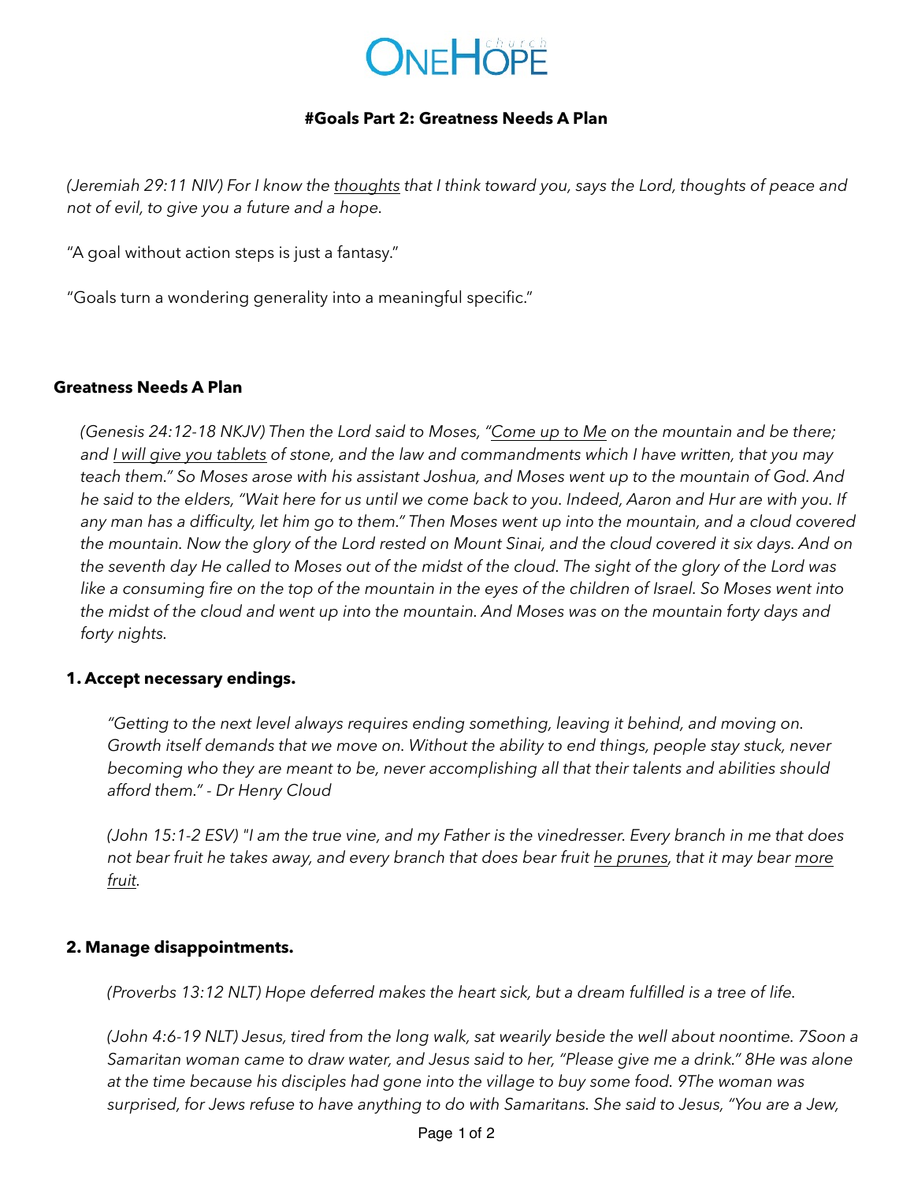# #Goals Part 2: Greatness Needs A Plan

*(Jeremiah 29:11 NIV) For I know the <u>thoughts</u> that I think toward you, says the Lord, thoughts of peace and not of evil, to give you a future and a hope.*

"A goal without action steps is just a fantasy."

"Goals turn a wondering generality into a meaningful specific."

## Greatness Needs A Plan

*(Genesis 24:12-18 NKJV) Then the Lord said to Moses, "<u>Come up to Me</u> on the mountain and be there; and <u>I will give you tablets</u> of stone, and the law and commandments which I have written, that you may teach them." So Moses arose with his assistant Joshua, and Moses went up to the mountain of God. And he said to the elders, "Wait here for us until we come back to you. Indeed, Aaron and Hur are with you. If any man has a difficulty, let him go to them." Then Moses went up into the mountain, and a cloud covered the mountain. Now the glory of the Lord rested on Mount Sinai, and the cloud covered it six days. And on the seventh day He called to Moses out of the midst of the cloud. The sight of the glory of the Lord was like a consuming fire on the top of the mountain in the eyes of the children of Israel. So Moses went into the midst of the cloud and went up into the mountain. And Moses was on the mountain forty days and forty nights.*

### 1. Accept necessary endings.

*"Getting to the next level always requires ending something, leaving it behind, and moving on. Growth itself demands that we move on. Without the ability to end things, people stay stuck, never becoming who they are meant to be, never accomplishing all that their talents and abilities should afford them." - Dr Henry Cloud*

*(John 15:1-2 ESV) "I am the true vine, and my Father is the vinedresser. Every branch in me that does not bear fruit he takes away, and every branch that does bear fruit <u>he prunes</u>, that it may bear <u>more fruit</u>.*

### 2. Manage disappointments.

*(Proverbs 13:12 NLT) Hope deferred makes the heart sick, but a dream fulfilled is a tree of life.*

*(John 4:6-19 NLT) Jesus, tired from the long walk, sat wearily beside the well about noontime. 7Soon a Samaritan woman came to draw water, and Jesus said to her, "Please give me a drink." 8He was alone at the time because his disciples had gone into the village to buy some food. 9The woman was surprised, for Jews refuse to have anything to do with Samaritans. She said to Jesus, "You are a Jew,*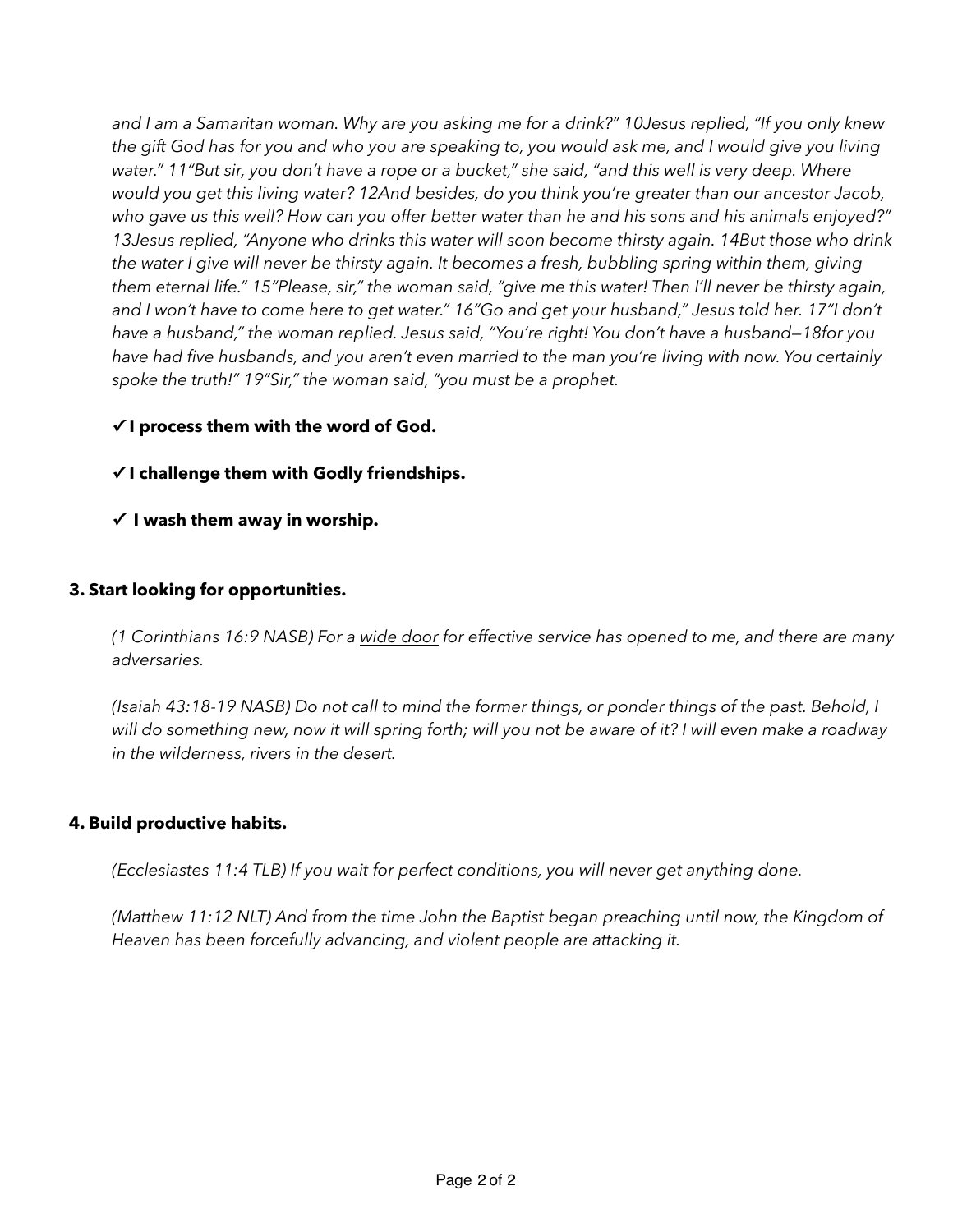*and I am a Samaritan woman. Why are you asking me for a drink?" 10Jesus replied, "If you only knew the gift God has for you and who you are speaking to, you would ask me, and I would give you living water." 11"But sir, you don't have a rope or a bucket," she said, "and this well is very deep. Where would you get this living water? 12And besides, do you think you're greater than our ancestor Jacob, who gave us this well? How can you offer better water than he and his sons and his animals enjoyed?" 13Jesus replied, "Anyone who drinks this water will soon become thirsty again. 14But those who drink the water I give will never be thirsty again. It becomes a fresh, bubbling spring within them, giving them eternal life." 15"Please, sir," the woman said, "give me this water! Then I'll never be thirsty again, and I won't have to come here to get water." 16"Go and get your husband," Jesus told her. 17"I don't have a husband," the woman replied. Jesus said, "You're right! You don't have a husband—18for you have had five husbands, and you aren't even married to the man you're living with now. You certainly spoke the truth!" 19"Sir," the woman said, "you must be a prophet.*

**✓I process them with the word of God.**

**✓I challenge them with Godly friendships.**

**✓ I wash them away in worship.**

**3. Start looking for opportunities.**

*(1 Corinthians 16:9 NASB) For a <u>wide door</u> for effective service has opened to me, and there are many adversaries.*

*(Isaiah 43:18-19 NASB) Do not call to mind the former things, or ponder things of the past. Behold, I will do something new, now it will spring forth; will you not be aware of it? I will even make a roadway in the wilderness, rivers in the desert.*

**4. Build productive habits.**

*(Ecclesiastes 11:4 TLB) If you wait for perfect conditions, you will never get anything done.*

*(Matthew 11:12 NLT) And from the time John the Baptist began preaching until now, the Kingdom of Heaven has been forcefully advancing, and violent people are attacking it.*